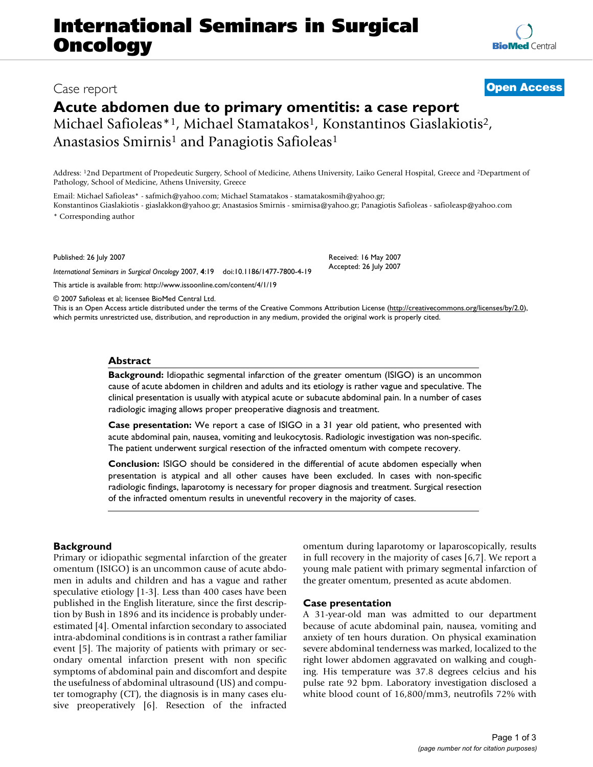# Acute abdomen due to primary omentitis: a case report

Michael Safioleas*[1], Michael Stamatakos[1], Konstantinos Giaslakiotis[2], Anastasios Smirnis[1] and Panagiotis Safioleas[1]

Address: [1]2nd Department of Propedeutic Surgery, School of Medicine, Athens University, Laiko General Hospital, Greece and [2]Department of Pathology, School of Medicine, Athens University, Greece

Email: Michael Safioleas* - safmich@yahoo.com; Michael Stamatakos - stamatakosmih@yahoo.gr; Konstantinos Giaslakiotis - giaslakkon@yahoo.gr; Anastasios Smirnis - smirnisa@yahoo.gr; Panagiotis Safioleas - safioleasp@yahoo.com

* Corresponding author

Published: 26 July 2007

Received: 16 May 2007

Accepted: 26 July 2007

*International Seminars in Surgical Oncology* 2007, **4**:19 doi:10.1186/1477-7800-4-19

This article is available from: http://www.issoonline.com/content/4/1/19

© 2007 Safioleas et al; licensee BioMed Central Ltd.

This is an Open Access article distributed under the terms of the Creative Commons Attribution License (http://creativecommons.org/licenses/by/2.0), which permits unrestricted use, distribution, and reproduction in any medium, provided the original work is properly cited.

## Abstract

**Background:** Idiopathic segmental infarction of the greater omentum (ISIGO) is an uncommon cause of acute abdomen in children and adults and its etiology is rather vague and speculative. The clinical presentation is usually with atypical acute or subacute abdominal pain. In a number of cases radiologic imaging allows proper preoperative diagnosis and treatment.

**Case presentation:** We report a case of ISIGO in a 31 year old patient, who presented with acute abdominal pain, nausea, vomiting and leukocytosis. Radiologic investigation was non-specific. The patient underwent surgical resection of the infracted omentum with compete recovery.

**Conclusion:** ISIGO should be considered in the differential of acute abdomen especially when presentation is atypical and all other causes have been excluded. In cases with non-specific radiologic findings, laparotomy is necessary for proper diagnosis and treatment. Surgical resection of the infracted omentum results in uneventful recovery in the majority of cases.

## Background

Primary or idiopathic segmental infarction of the greater omentum (ISIGO) is an uncommon cause of acute abdomen in adults and children and has a vague and rather speculative etiology [1-3]. Less than 400 cases have been published in the English literature, since the first description by Bush in 1896 and its incidence is probably underestimated [4]. Omental infarction secondary to associated intra-abdominal conditions is in contrast a rather familiar event [5]. The majority of patients with primary or secondary omental infarction present with non specific symptoms of abdominal pain and discomfort and despite the usefulness of abdominal ultrasound (US) and computer tomography (CT), the diagnosis is in many cases elusive preoperatively [6]. Resection of the infracted omentum during laparotomy or laparoscopically, results in full recovery in the majority of cases [6,7]. We report a young male patient with primary segmental infarction of the greater omentum, presented as acute abdomen.

## Case presentation

A 31-year-old man was admitted to our department because of acute abdominal pain, nausea, vomiting and anxiety of ten hours duration. On physical examination severe abdominal tenderness was marked, localized to the right lower abdomen aggravated on walking and coughing. His temperature was 37.8 degrees celcius and his pulse rate 92 bpm. Laboratory investigation disclosed a white blood count of 16,800/mm3, neutrofils 72% with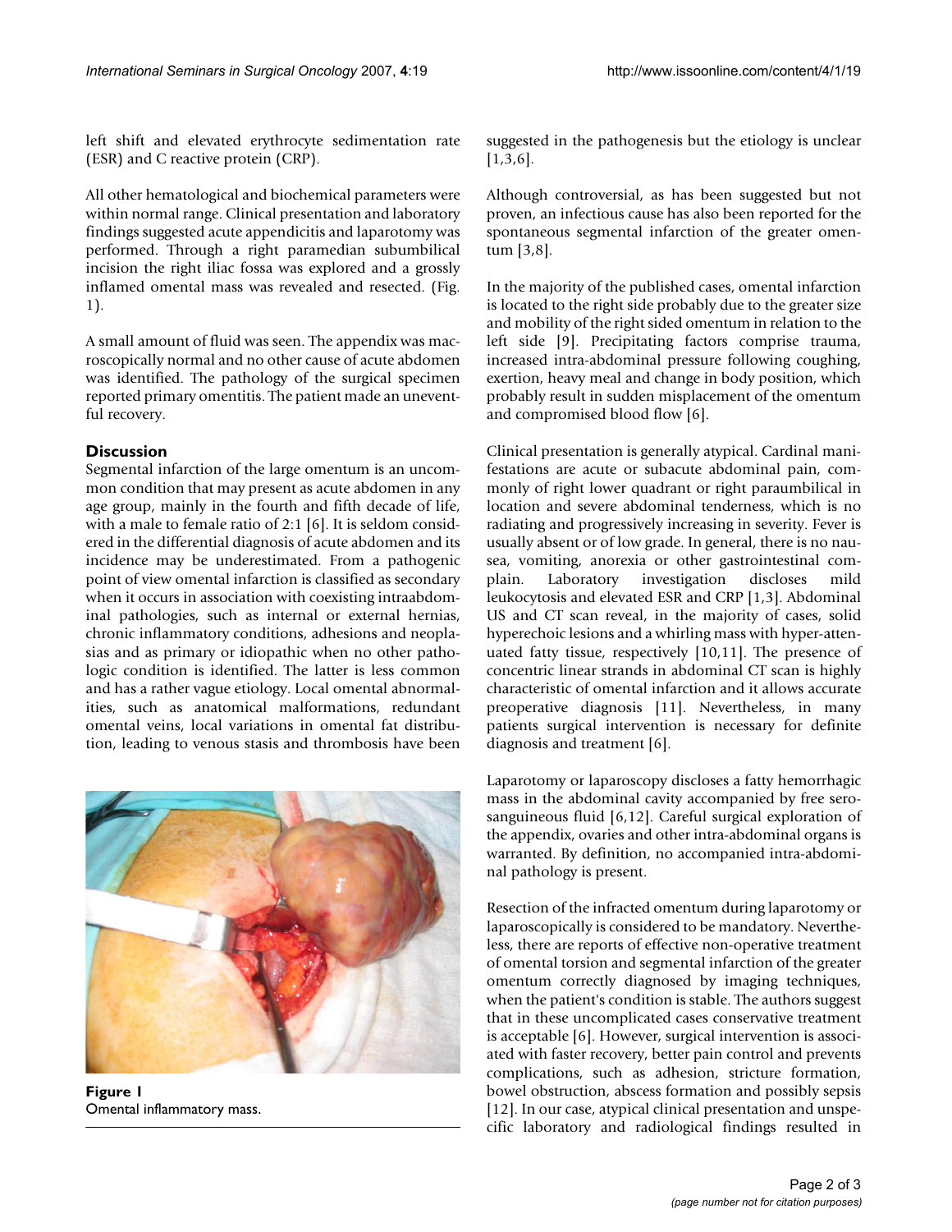left shift and elevated erythrocyte sedimentation rate (ESR) and C reactive protein (CRP).

All other hematological and biochemical parameters were within normal range. Clinical presentation and laboratory findings suggested acute appendicitis and laparotomy was performed. Through a right paramedian subumbilical incision the right iliac fossa was explored and a grossly inflamed omental mass was revealed and resected. (Fig. 1).

A small amount of fluid was seen. The appendix was macroscopically normal and no other cause of acute abdomen was identified. The pathology of the surgical specimen reported primary omentitis. The patient made an uneventful recovery.

## Discussion

Segmental infarction of the large omentum is an uncommon condition that may present as acute abdomen in any age group, mainly in the fourth and fifth decade of life, with a male to female ratio of 2:1 [6]. It is seldom considered in the differential diagnosis of acute abdomen and its incidence may be underestimated. From a pathogenic point of view omental infarction is classified as secondary when it occurs in association with coexisting intraabdominal pathologies, such as internal or external hernias, chronic inflammatory conditions, adhesions and neoplasias and as primary or idiopathic when no other pathologic condition is identified. The latter is less common and has a rather vague etiology. Local omental abnormalities, such as anatomical malformations, redundant omental veins, local variations in omental fat distribution, leading to venous stasis and thrombosis have been suggested in the pathogenesis but the etiology is unclear [1,3,6].

**Figure 1**
Omental inflammatory mass.

Although controversial, as has been suggested but not proven, an infectious cause has also been reported for the spontaneous segmental infarction of the greater omentum [3,8].

In the majority of the published cases, omental infarction is located to the right side probably due to the greater size and mobility of the right sided omentum in relation to the left side [9]. Precipitating factors comprise trauma, increased intra-abdominal pressure following coughing, exertion, heavy meal and change in body position, which probably result in sudden misplacement of the omentum and compromised blood flow [6].

Clinical presentation is generally atypical. Cardinal manifestations are acute or subacute abdominal pain, commonly of right lower quadrant or right paraumbilical in location and severe abdominal tenderness, which is no radiating and progressively increasing in severity. Fever is usually absent or of low grade. In general, there is no nausea, vomiting, anorexia or other gastrointestinal complain. Laboratory investigation discloses mild leukocytosis and elevated ESR and CRP [1,3]. Abdominal US and CT scan reveal, in the majority of cases, solid hyperechoic lesions and a whirling mass with hyper-attenuated fatty tissue, respectively [10,11]. The presence of concentric linear strands in abdominal CT scan is highly characteristic of omental infarction and it allows accurate preoperative diagnosis [11]. Nevertheless, in many patients surgical intervention is necessary for definite diagnosis and treatment [6].

Laparotomy or laparoscopy discloses a fatty hemorrhagic mass in the abdominal cavity accompanied by free serosanguineous fluid [6,12]. Careful surgical exploration of the appendix, ovaries and other intra-abdominal organs is warranted. By definition, no accompanied intra-abdominal pathology is present.

Resection of the infracted omentum during laparotomy or laparoscopically is considered to be mandatory. Nevertheless, there are reports of effective non-operative treatment of omental torsion and segmental infarction of the greater omentum correctly diagnosed by imaging techniques, when the patient's condition is stable. The authors suggest that in these uncomplicated cases conservative treatment is acceptable [6]. However, surgical intervention is associated with faster recovery, better pain control and prevents complications, such as adhesion, stricture formation, bowel obstruction, abscess formation and possibly sepsis [12]. In our case, atypical clinical presentation and unspecific laboratory and radiological findings resulted in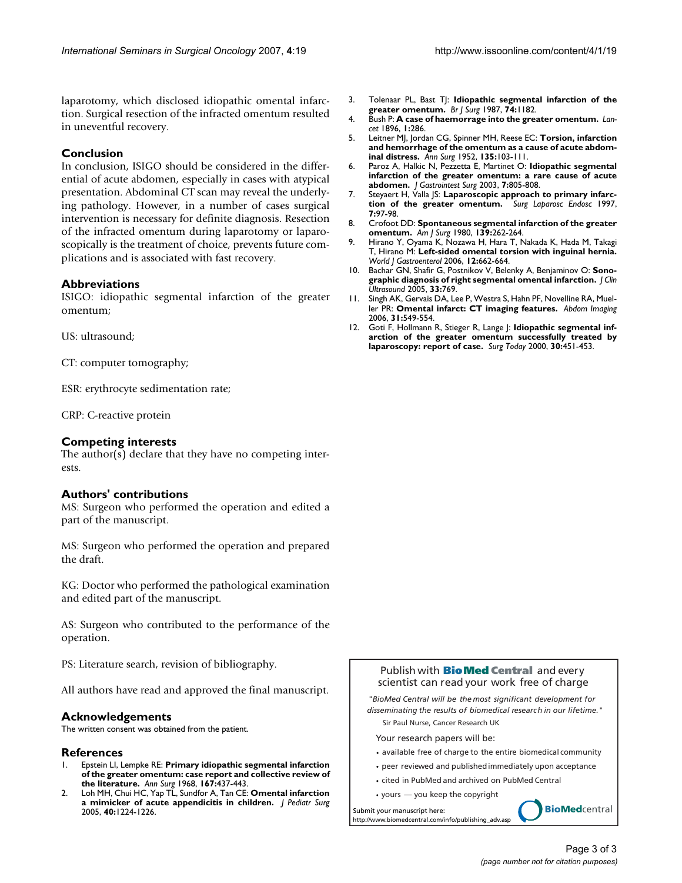laparotomy, which disclosed idiopathic omental infarction. Surgical resection of the infracted omentum resulted in uneventful recovery.

## Conclusion

In conclusion, ISIGO should be considered in the differential of acute abdomen, especially in cases with atypical presentation. Abdominal CT scan may reveal the underlying pathology. However, in a number of cases surgical intervention is necessary for definite diagnosis. Resection of the infracted omentum during laparotomy or laparoscopically is the treatment of choice, prevents future complications and is associated with fast recovery.

## Abbreviations

ISIGO: idiopathic segmental infarction of the greater omentum;

US: ultrasound;

CT: computer tomography;

ESR: erythrocyte sedimentation rate;

CRP: C-reactive protein

## Competing interests

The author(s) declare that they have no competing interests.

## Authors' contributions

MS: Surgeon who performed the operation and edited a part of the manuscript.

MS: Surgeon who performed the operation and prepared the draft.

KG: Doctor who performed the pathological examination and edited part of the manuscript.

AS: Surgeon who contributed to the performance of the operation.

PS: Literature search, revision of bibliography.

All authors have read and approved the final manuscript.

## Acknowledgements

The written consent was obtained from the patient.

## References

1. Epstein LI, Lempke RE: **Primary idiopathic segmental infarction of the greater omentum: case report and collective review of the literature.** *Ann Surg* 1968, **167:**437-443.
2. Loh MH, Chui HC, Yap TL, Sundfor A, Tan CE: **Omental infarction a mimicker of acute appendicitis in children.** *J Pediatr Surg* 2005, **40:**1224-1226.
3. Tolenaar PL, Bast TJ: **Idiopathic segmental infarction of the greater omentum.** *Br J Surg* 1987, **74:**1182.
4. Bush P: **A case of haemorrage into the greater omentum.** *Lancet* 1896, **1:**286.
5. Leitner MJ, Jordan CG, Spinner MH, Reese EC: **Torsion, infarction and hemorrhage of the omentum as a cause of acute abdominal distress.** *Ann Surg* 1952, **135:**103-111.
6. Paroz A, Halkic N, Pezzetta E, Martinet O: **Idiopathic segmental infarction of the greater omentum: a rare cause of acute abdomen.** *J Gastrointest Surg* 2003, **7:**805-808.
7. Steyaert H, Valla JS: **Laparoscopic approach to primary infarction of the greater omentum.** *Surg Laparosc Endosc* 1997, **7:**97-98.
8. Crofoot DD: **Spontaneous segmental infarction of the greater omentum.** *Am J Surg* 1980, **139:**262-264.
9. Hirano Y, Oyama K, Nozawa H, Hara T, Nakada K, Hada M, Takagi T, Hirano M: **Left-sided omental torsion with inguinal hernia.** *World J Gastroenterol* 2006, **12:**662-664.
10. Bachar GN, Shafir G, Postnikov V, Belenky A, Benjaminov O: **Sonographic diagnosis of right segmental omental infarction.** *J Clin Ultrasound* 2005, **33:**769.
11. Singh AK, Gervais DA, Lee P, Westra S, Hahn PF, Novelline RA, Mueller PR: **Omental infarct: CT imaging features.** *Abdom Imaging* 2006, **31:**549-554.
12. Goti F, Hollmann R, Stieger R, Lange J: **Idiopathic segmental infarction of the greater omentum successfully treated by laparoscopy: report of case.** *Surg Today* 2000, **30:**451-453.

Publish with **BioMed Central** and every scientist can read your work free of charge

*"BioMed Central will be the most significant development for disseminating the results of biomedical research in our lifetime."*
Sir Paul Nurse, Cancer Research UK

Your research papers will be:

- available free of charge to the entire biomedical community
- peer reviewed and published immediately upon acceptance
- cited in PubMed and archived on PubMed Central
- yours — you keep the copyright

Submit your manuscript here:
http://www.biomedcentral.com/info/publishing_adv.asp

BioMedcentral